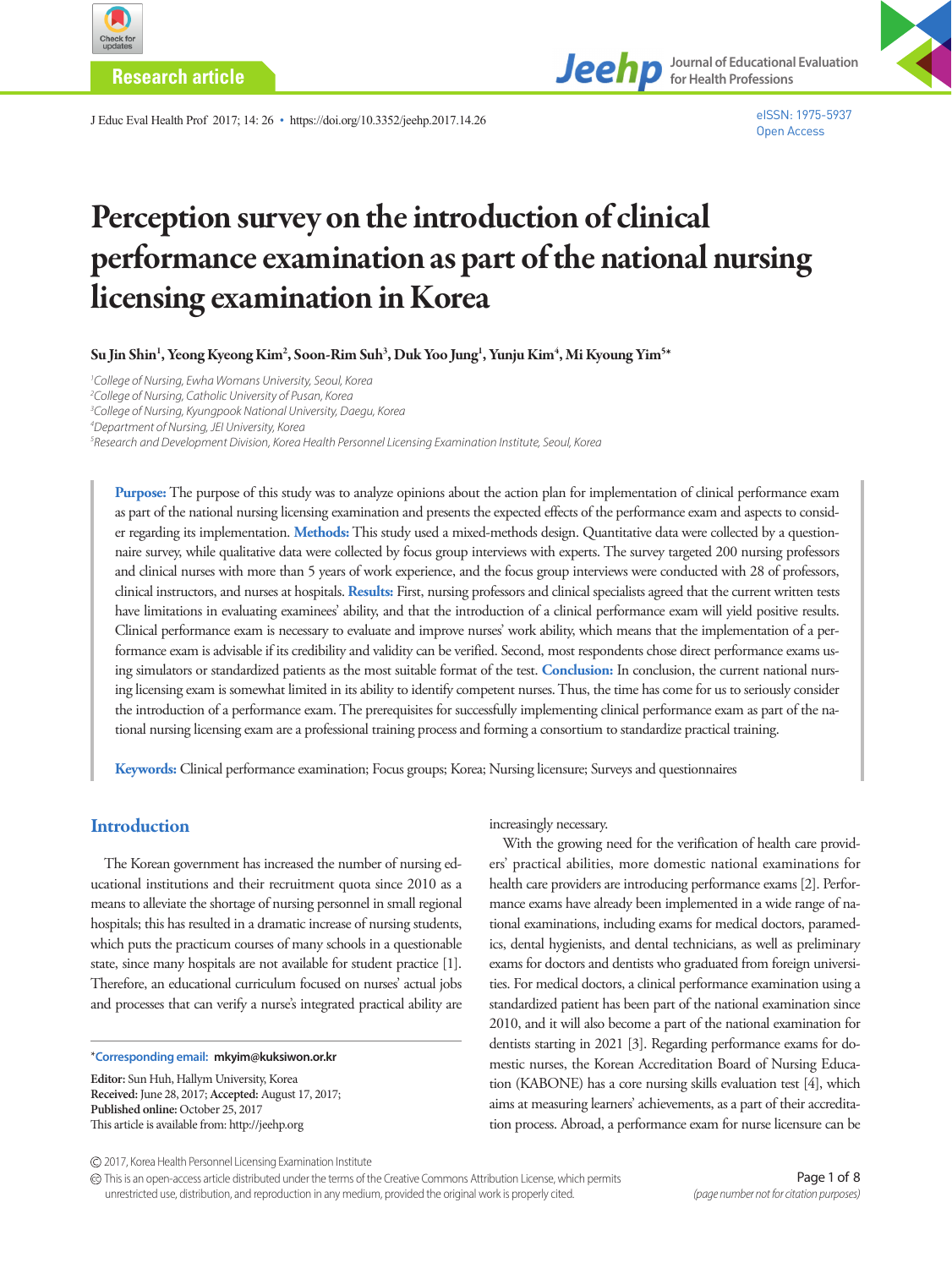Research article

# Perception survey on the introduction of clinical performance examination as part of the national nursing licensing examination in Korea

**Su Jin Shin[1], Yeong Kyeong Kim[2], Soon-Rim Suh[3], Duk Yoo Jung[1], Yunju Kim[4], Mi Kyoung Yim[5]***

[1]College of Nursing, Ewha Womans University, Seoul, Korea
[2]College of Nursing, Catholic University of Pusan, Korea
[3]College of Nursing, Kyungpook National University, Daegu, Korea
[4]Department of Nursing, JEI University, Korea
[5]Research and Development Division, Korea Health Personnel Licensing Examination Institute, Seoul, Korea

**Purpose:** The purpose of this study was to analyze opinions about the action plan for implementation of clinical performance exam as part of the national nursing licensing examination and presents the expected effects of the performance exam and aspects to consider regarding its implementation. **Methods:** This study used a mixed-methods design. Quantitative data were collected by a questionnaire survey, while qualitative data were collected by focus group interviews with experts. The survey targeted 200 nursing professors and clinical nurses with more than 5 years of work experience, and the focus group interviews were conducted with 28 of professors, clinical instructors, and nurses at hospitals. **Results:** First, nursing professors and clinical specialists agreed that the current written tests have limitations in evaluating examinees' ability, and that the introduction of a clinical performance exam will yield positive results. Clinical performance exam is necessary to evaluate and improve nurses' work ability, which means that the implementation of a performance exam is advisable if its credibility and validity can be verified. Second, most respondents chose direct performance exams using simulators or standardized patients as the most suitable format of the test. **Conclusion:** In conclusion, the current national nursing licensing exam is somewhat limited in its ability to identify competent nurses. Thus, the time has come for us to seriously consider the introduction of a performance exam. The prerequisites for successfully implementing clinical performance exam as part of the national nursing licensing exam are a professional training process and forming a consortium to standardize practical training.

**Keywords:** Clinical performance examination; Focus groups; Korea; Nursing licensure; Surveys and questionnaires

## Introduction

The Korean government has increased the number of nursing educational institutions and their recruitment quota since 2010 as a means to alleviate the shortage of nursing personnel in small regional hospitals; this has resulted in a dramatic increase of nursing students, which puts the practicum courses of many schools in a questionable state, since many hospitals are not available for student practice [1]. Therefore, an educational curriculum focused on nurses' actual jobs and processes that can verify a nurse's integrated practical ability are increasingly necessary.

With the growing need for the verification of health care providers' practical abilities, more domestic national examinations for health care providers are introducing performance exams [2]. Performance exams have already been implemented in a wide range of national examinations, including exams for medical doctors, paramedics, dental hygienists, and dental technicians, as well as preliminary exams for doctors and dentists who graduated from foreign universities. For medical doctors, a clinical performance examination using a standardized patient has been part of the national examination since 2010, and it will also become a part of the national examination for dentists starting in 2021 [3]. Regarding performance exams for domestic nurses, the Korean Accreditation Board of Nursing Education (KABONE) has a core nursing skills evaluation test [4], which aims at measuring learners' achievements, as a part of their accreditation process. Abroad, a performance exam for nurse licensure can be

*Corresponding email: mkyim@kuksiwon.or.kr

Editor: Sun Huh, Hallym University, Korea
Received: June 28, 2017; Accepted: August 17, 2017;
Published online: October 25, 2017
This article is available from: http://jeehp.org

© 2017, Korea Health Personnel Licensing Examination Institute
This is an open-access article distributed under the terms of the Creative Commons Attribution License, which permits unrestricted use, distribution, and reproduction in any medium, provided the original work is properly cited.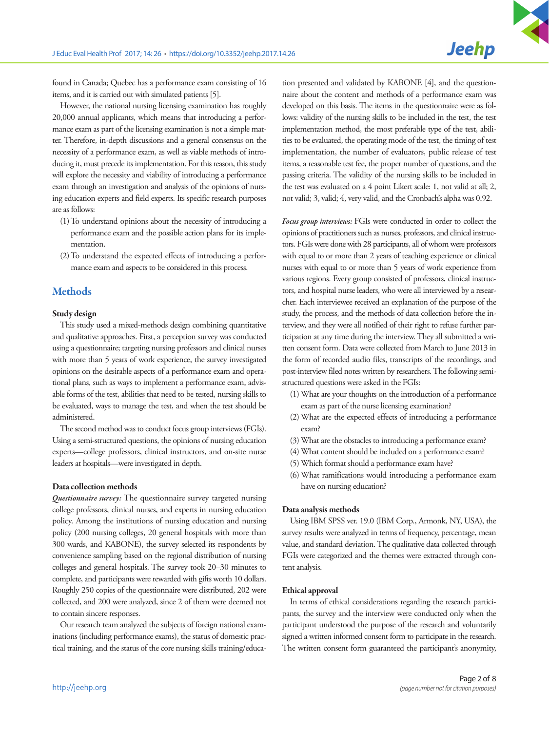found in Canada; Quebec has a performance exam consisting of 16 items, and it is carried out with simulated patients [5].

However, the national nursing licensing examination has roughly 20,000 annual applicants, which means that introducing a performance exam as part of the licensing examination is not a simple matter. Therefore, in-depth discussions and a general consensus on the necessity of a performance exam, as well as viable methods of introducing it, must precede its implementation. For this reason, this study will explore the necessity and viability of introducing a performance exam through an investigation and analysis of the opinions of nursing education experts and field experts. Its specific research purposes are as follows:

(1) To understand opinions about the necessity of introducing a performance exam and the possible action plans for its implementation.

(2) To understand the expected effects of introducing a performance exam and aspects to be considered in this process.

## Methods

### Study design

This study used a mixed-methods design combining quantitative and qualitative approaches. First, a perception survey was conducted using a questionnaire; targeting nursing professors and clinical nurses with more than 5 years of work experience, the survey investigated opinions on the desirable aspects of a performance exam and operational plans, such as ways to implement a performance exam, advisable forms of the test, abilities that need to be tested, nursing skills to be evaluated, ways to manage the test, and when the test should be administered.

The second method was to conduct focus group interviews (FGIs). Using a semi-structured questions, the opinions of nursing education experts—college professors, clinical instructors, and on-site nurse leaders at hospitals—were investigated in depth.

### Data collection methods

*Questionnaire survey:* The questionnaire survey targeted nursing college professors, clinical nurses, and experts in nursing education policy. Among the institutions of nursing education and nursing policy (200 nursing colleges, 20 general hospitals with more than 300 wards, and KABONE), the survey selected its respondents by convenience sampling based on the regional distribution of nursing colleges and general hospitals. The survey took 20–30 minutes to complete, and participants were rewarded with gifts worth 10 dollars. Roughly 250 copies of the questionnaire were distributed, 202 were collected, and 200 were analyzed, since 2 of them were deemed not to contain sincere responses.

Our research team analyzed the subjects of foreign national examinations (including performance exams), the status of domestic practical training, and the status of the core nursing skills training/education presented and validated by KABONE [4], and the questionnaire about the content and methods of a performance exam was developed on this basis. The items in the questionnaire were as follows: validity of the nursing skills to be included in the test, the test implementation method, the most preferable type of the test, abilities to be evaluated, the operating mode of the test, the timing of test implementation, the number of evaluators, public release of test items, a reasonable test fee, the proper number of questions, and the passing criteria. The validity of the nursing skills to be included in the test was evaluated on a 4 point Likert scale: 1, not valid at all; 2, not valid; 3, valid; 4, very valid, and the Cronbach's alpha was 0.92.

*Focus group interviews:* FGIs were conducted in order to collect the opinions of practitioners such as nurses, professors, and clinical instructors. FGIs were done with 28 participants, all of whom were professors with equal to or more than 2 years of teaching experience or clinical nurses with equal to or more than 5 years of work experience from various regions. Every group consisted of professors, clinical instructors, and hospital nurse leaders, who were all interviewed by a researcher. Each interviewee received an explanation of the purpose of the study, the process, and the methods of data collection before the interview, and they were all notified of their right to refuse further participation at any time during the interview. They all submitted a written consent form. Data were collected from March to June 2013 in the form of recorded audio files, transcripts of the recordings, and post-interview filed notes written by researchers. The following semi-structured questions were asked in the FGIs:

(1) What are your thoughts on the introduction of a performance exam as part of the nurse licensing examination?

(2) What are the expected effects of introducing a performance exam?

(3) What are the obstacles to introducing a performance exam?

(4) What content should be included on a performance exam?

(5) Which format should a performance exam have?

(6) What ramifications would introducing a performance exam have on nursing education?

### Data analysis methods

Using IBM SPSS ver. 19.0 (IBM Corp., Armonk, NY, USA), the survey results were analyzed in terms of frequency, percentage, mean value, and standard deviation. The qualitative data collected through FGIs were categorized and the themes were extracted through content analysis.

### Ethical approval

In terms of ethical considerations regarding the research participants, the survey and the interview were conducted only when the participant understood the purpose of the research and voluntarily signed a written informed consent form to participate in the research. The written consent form guaranteed the participant's anonymity,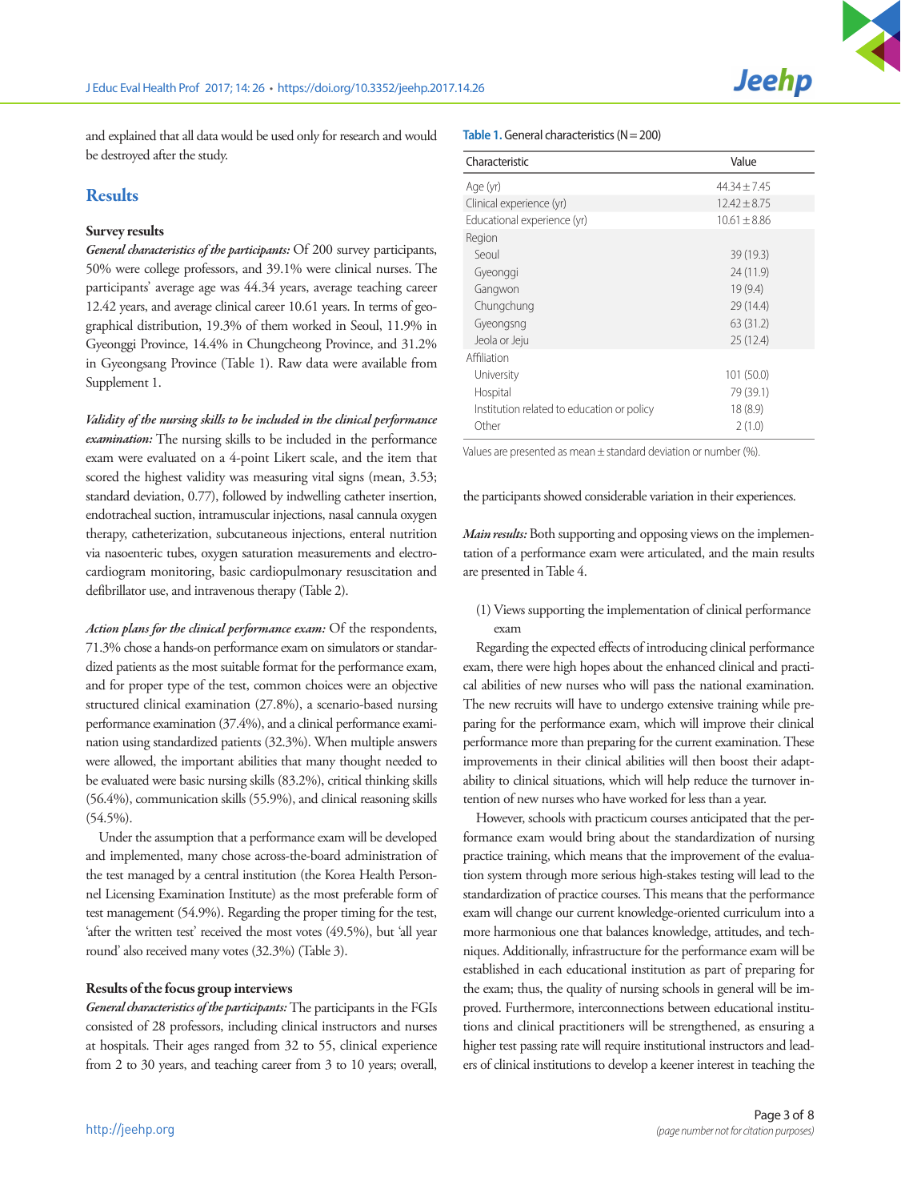and explained that all data would be used only for research and would be destroyed after the study.

## Results

### Survey results

*General characteristics of the participants:* Of 200 survey participants, 50% were college professors, and 39.1% were clinical nurses. The participants' average age was 44.34 years, average teaching career 12.42 years, and average clinical career 10.61 years. In terms of geographical distribution, 19.3% of them worked in Seoul, 11.9% in Gyeonggi Province, 14.4% in Chungcheong Province, and 31.2% in Gyeongsang Province (Table 1). Raw data were available from Supplement 1.

*Validity of the nursing skills to be included in the clinical performance examination:* The nursing skills to be included in the performance exam were evaluated on a 4-point Likert scale, and the item that scored the highest validity was measuring vital signs (mean, 3.53; standard deviation, 0.77), followed by indwelling catheter insertion, endotracheal suction, intramuscular injections, nasal cannula oxygen therapy, catheterization, subcutaneous injections, enteral nutrition via nasoenteric tubes, oxygen saturation measurements and electrocardiogram monitoring, basic cardiopulmonary resuscitation and defibrillator use, and intravenous therapy (Table 2).

*Action plans for the clinical performance exam:* Of the respondents, 71.3% chose a hands-on performance exam on simulators or standardized patients as the most suitable format for the performance exam, and for proper type of the test, common choices were an objective structured clinical examination (27.8%), a scenario-based nursing performance examination (37.4%), and a clinical performance examination using standardized patients (32.3%). When multiple answers were allowed, the important abilities that many thought needed to be evaluated were basic nursing skills (83.2%), critical thinking skills (56.4%), communication skills (55.9%), and clinical reasoning skills (54.5%).

Under the assumption that a performance exam will be developed and implemented, many chose across-the-board administration of the test managed by a central institution (the Korea Health Personnel Licensing Examination Institute) as the most preferable form of test management (54.9%). Regarding the proper timing for the test, 'after the written test' received the most votes (49.5%), but 'all year round' also received many votes (32.3%) (Table 3).

### Results of the focus group interviews

*General characteristics of the participants:* The participants in the FGIs consisted of 28 professors, including clinical instructors and nurses at hospitals. Their ages ranged from 32 to 55, clinical experience from 2 to 30 years, and teaching career from 3 to 10 years; overall, the participants showed considerable variation in their experiences.

Table 1. General characteristics (N = 200)

| Characteristic | Value |
|---|---|
| Age (yr) | 44.34 ± 7.45 |
| Clinical experience (yr) | 12.42 ± 8.75 |
| Educational experience (yr) | 10.61 ± 8.86 |
| Region | |
| Seoul | 39 (19.3) |
| Gyeonggi | 24 (11.9) |
| Gangwon | 19 (9.4) |
| Chungchung | 29 (14.4) |
| Gyeongsng | 63 (31.2) |
| Jeola or Jeju | 25 (12.4) |
| Affiliation | |
| University | 101 (50.0) |
| Hospital | 79 (39.1) |
| Institution related to education or policy | 18 (8.9) |
| Other | 2 (1.0) |

Values are presented as mean ± standard deviation or number (%).

*Main results:* Both supporting and opposing views on the implementation of a performance exam were articulated, and the main results are presented in Table 4.

(1) Views supporting the implementation of clinical performance exam

Regarding the expected effects of introducing clinical performance exam, there were high hopes about the enhanced clinical and practical abilities of new nurses who will pass the national examination. The new recruits will have to undergo extensive training while preparing for the performance exam, which will improve their clinical performance more than preparing for the current examination. These improvements in their clinical abilities will then boost their adaptability to clinical situations, which will help reduce the turnover intention of new nurses who have worked for less than a year.

However, schools with practicum courses anticipated that the performance exam would bring about the standardization of nursing practice training, which means that the improvement of the evaluation system through more serious high-stakes testing will lead to the standardization of practice courses. This means that the performance exam will change our current knowledge-oriented curriculum into a more harmonious one that balances knowledge, attitudes, and techniques. Additionally, infrastructure for the performance exam will be established in each educational institution as part of preparing for the exam; thus, the quality of nursing schools in general will be improved. Furthermore, interconnections between educational institutions and clinical practitioners will be strengthened, as ensuring a higher test passing rate will require institutional instructors and leaders of clinical institutions to develop a keener interest in teaching the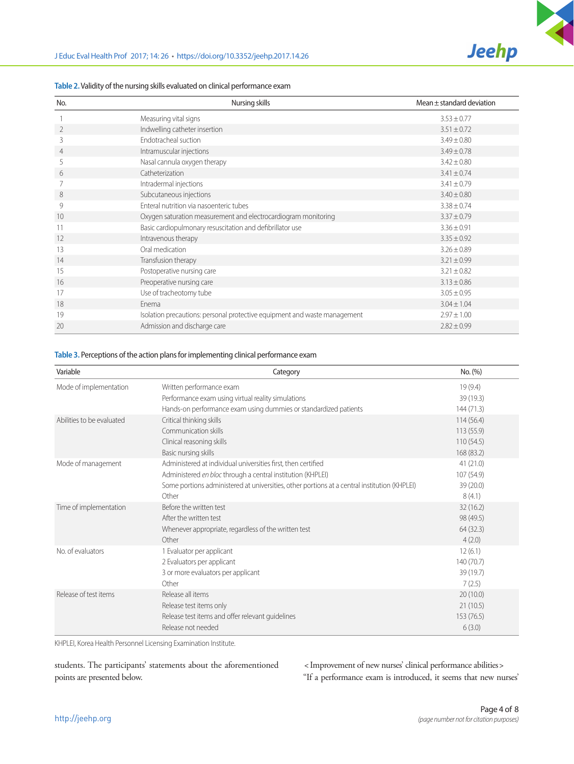**Table 2.** Validity of the nursing skills evaluated on clinical performance exam

| No. | Nursing skills | Mean ± standard deviation |
|---|---|---|
| 1 | Measuring vital signs | 3.53 ± 0.77 |
| 2 | Indwelling catheter insertion | 3.51 ± 0.72 |
| 3 | Endotracheal suction | 3.49 ± 0.80 |
| 4 | Intramuscular injections | 3.49 ± 0.78 |
| 5 | Nasal cannula oxygen therapy | 3.42 ± 0.80 |
| 6 | Catheterization | 3.41 ± 0.74 |
| 7 | Intradermal injections | 3.41 ± 0.79 |
| 8 | Subcutaneous injections | 3.40 ± 0.80 |
| 9 | Enteral nutrition via nasoenteric tubes | 3.38 ± 0.74 |
| 10 | Oxygen saturation measurement and electrocardiogram monitoring | 3.37 ± 0.79 |
| 11 | Basic cardiopulmonary resuscitation and defibrillator use | 3.36 ± 0.91 |
| 12 | Intravenous therapy | 3.35 ± 0.92 |
| 13 | Oral medication | 3.26 ± 0.89 |
| 14 | Transfusion therapy | 3.21 ± 0.99 |
| 15 | Postoperative nursing care | 3.21 ± 0.82 |
| 16 | Preoperative nursing care | 3.13 ± 0.86 |
| 17 | Use of tracheotomy tube | 3.05 ± 0.95 |
| 18 | Enema | 3.04 ± 1.04 |
| 19 | Isolation precautions: personal protective equipment and waste management | 2.97 ± 1.00 |
| 20 | Admission and discharge care | 2.82 ± 0.99 |

**Table 3.** Perceptions of the action plans for implementing clinical performance exam

| Variable | Category | No. (%) |
|---|---|---|
| Mode of implementation | Written performance exam | 19 (9.4) |
| | Performance exam using virtual reality simulations | 39 (19.3) |
| | Hands-on performance exam using dummies or standardized patients | 144 (71.3) |
| Abilities to be evaluated | Critical thinking skills | 114 (56.4) |
| | Communication skills | 113 (55.9) |
| | Clinical reasoning skills | 110 (54.5) |
| | Basic nursing skills | 168 (83.2) |
| Mode of management | Administered at individual universities first, then certified | 41 (21.0) |
| | Administered *en bloc* through a central institution (KHPLEI) | 107 (54.9) |
| | Some portions administered at universities, other portions at a central institution (KHPLEI) | 39 (20.0) |
| | Other | 8 (4.1) |
| Time of implementation | Before the written test | 32 (16.2) |
| | After the written test | 98 (49.5) |
| | Whenever appropriate, regardless of the written test | 64 (32.3) |
| | Other | 4 (2.0) |
| No. of evaluators | 1 Evaluator per applicant | 12 (6.1) |
| | 2 Evaluators per applicant | 140 (70.7) |
| | 3 or more evaluators per applicant | 39 (19.7) |
| | Other | 7 (2.5) |
| Release of test items | Release all items | 20 (10.0) |
| | Release test items only | 21 (10.5) |
| | Release test items and offer relevant guidelines | 153 (76.5) |
| | Release not needed | 6 (3.0) |

KHPLEI, Korea Health Personnel Licensing Examination Institute.

students. The participants' statements about the aforementioned points are presented below.

<Improvement of new nurses' clinical performance abilities>

"If a performance exam is introduced, it seems that new nurses'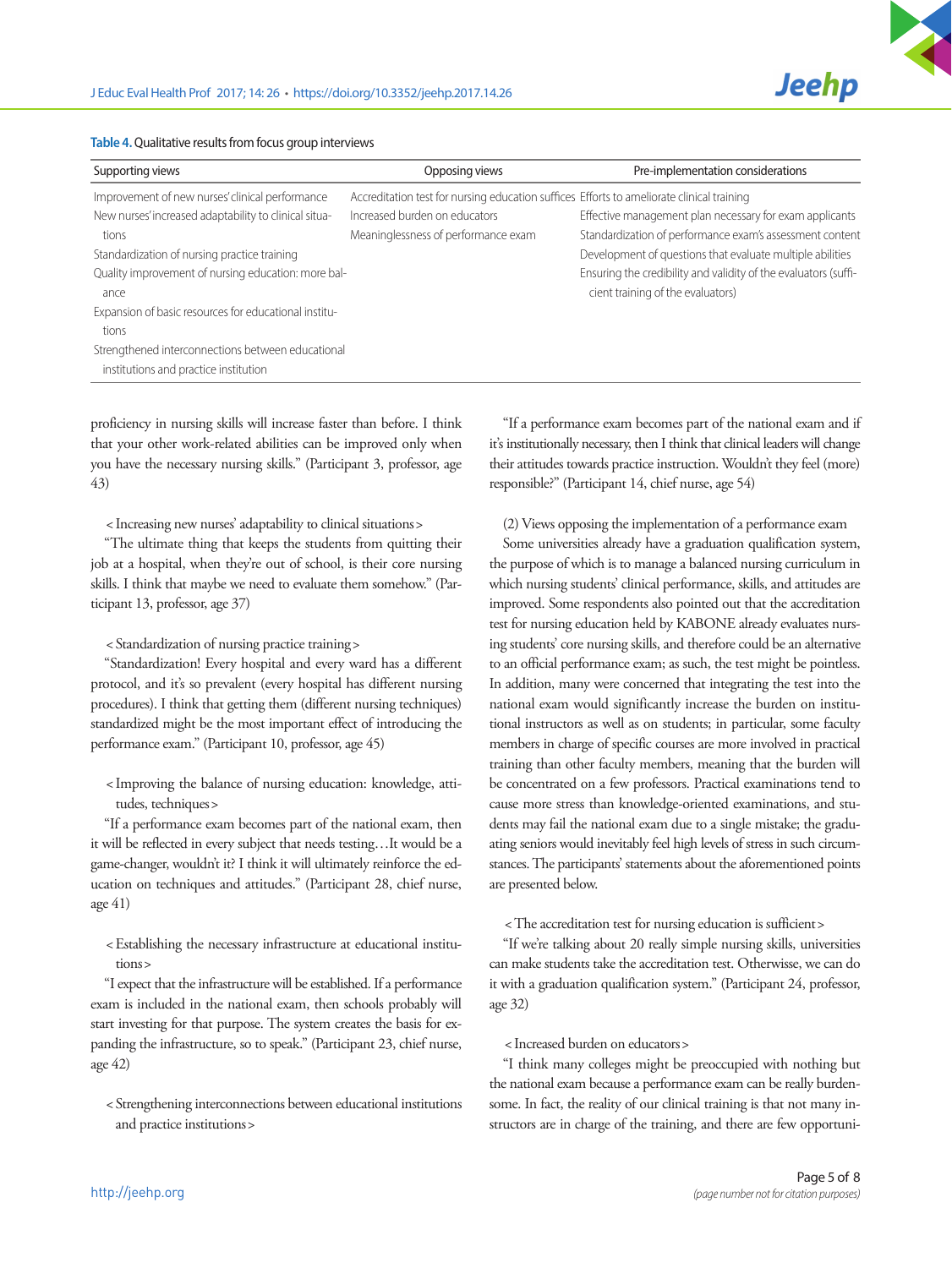**Table 4.** Qualitative results from focus group interviews

| Supporting views | Opposing views | Pre-implementation considerations |
|---|---|---|
| Improvement of new nurses' clinical performance | Accreditation test for nursing education suffices | Efforts to ameliorate clinical training |
| New nurses' increased adaptability to clinical situations | Increased burden on educators | Effective management plan necessary for exam applicants |
| Standardization of nursing practice training | Meaninglessness of performance exam | Standardization of performance exam's assessment content |
| Quality improvement of nursing education: more balance | | Development of questions that evaluate multiple abilities |
| Expansion of basic resources for educational institutions | | Ensuring the credibility and validity of the evaluators (sufficient training of the evaluators) |
| Strengthened interconnections between educational institutions and practice institution | | |

proficiency in nursing skills will increase faster than before. I think that your other work-related abilities can be improved only when you have the necessary nursing skills." (Participant 3, professor, age 43)

<Increasing new nurses' adaptability to clinical situations>

"The ultimate thing that keeps the students from quitting their job at a hospital, when they're out of school, is their core nursing skills. I think that maybe we need to evaluate them somehow." (Participant 13, professor, age 37)

<Standardization of nursing practice training>

"Standardization! Every hospital and every ward has a different protocol, and it's so prevalent (every hospital has different nursing procedures). I think that getting them (different nursing techniques) standardized might be the most important effect of introducing the performance exam." (Participant 10, professor, age 45)

<Improving the balance of nursing education: knowledge, attitudes, techniques>

"If a performance exam becomes part of the national exam, then it will be reflected in every subject that needs testing…It would be a game-changer, wouldn't it? I think it will ultimately reinforce the education on techniques and attitudes." (Participant 28, chief nurse, age 41)

<Establishing the necessary infrastructure at educational institutions>

"I expect that the infrastructure will be established. If a performance exam is included in the national exam, then schools probably will start investing for that purpose. The system creates the basis for expanding the infrastructure, so to speak." (Participant 23, chief nurse, age 42)

<Strengthening interconnections between educational institutions and practice institutions>

"If a performance exam becomes part of the national exam and if it's institutionally necessary, then I think that clinical leaders will change their attitudes towards practice instruction. Wouldn't they feel (more) responsible?" (Participant 14, chief nurse, age 54)

(2) Views opposing the implementation of a performance exam

Some universities already have a graduation qualification system, the purpose of which is to manage a balanced nursing curriculum in which nursing students' clinical performance, skills, and attitudes are improved. Some respondents also pointed out that the accreditation test for nursing education held by KABONE already evaluates nursing students' core nursing skills, and therefore could be an alternative to an official performance exam; as such, the test might be pointless. In addition, many were concerned that integrating the test into the national exam would significantly increase the burden on institutional instructors as well as on students; in particular, some faculty members in charge of specific courses are more involved in practical training than other faculty members, meaning that the burden will be concentrated on a few professors. Practical examinations tend to cause more stress than knowledge-oriented examinations, and students may fail the national exam due to a single mistake; the graduating seniors would inevitably feel high levels of stress in such circumstances. The participants' statements about the aforementioned points are presented below.

<The accreditation test for nursing education is sufficient>

"If we're talking about 20 really simple nursing skills, universities can make students take the accreditation test. Otherwise, we can do it with a graduation qualification system." (Participant 24, professor, age 32)

<Increased burden on educators>

"I think many colleges might be preoccupied with nothing but the national exam because a performance exam can be really burdensome. In fact, the reality of our clinical training is that not many instructors are in charge of the training, and there are few opportuni-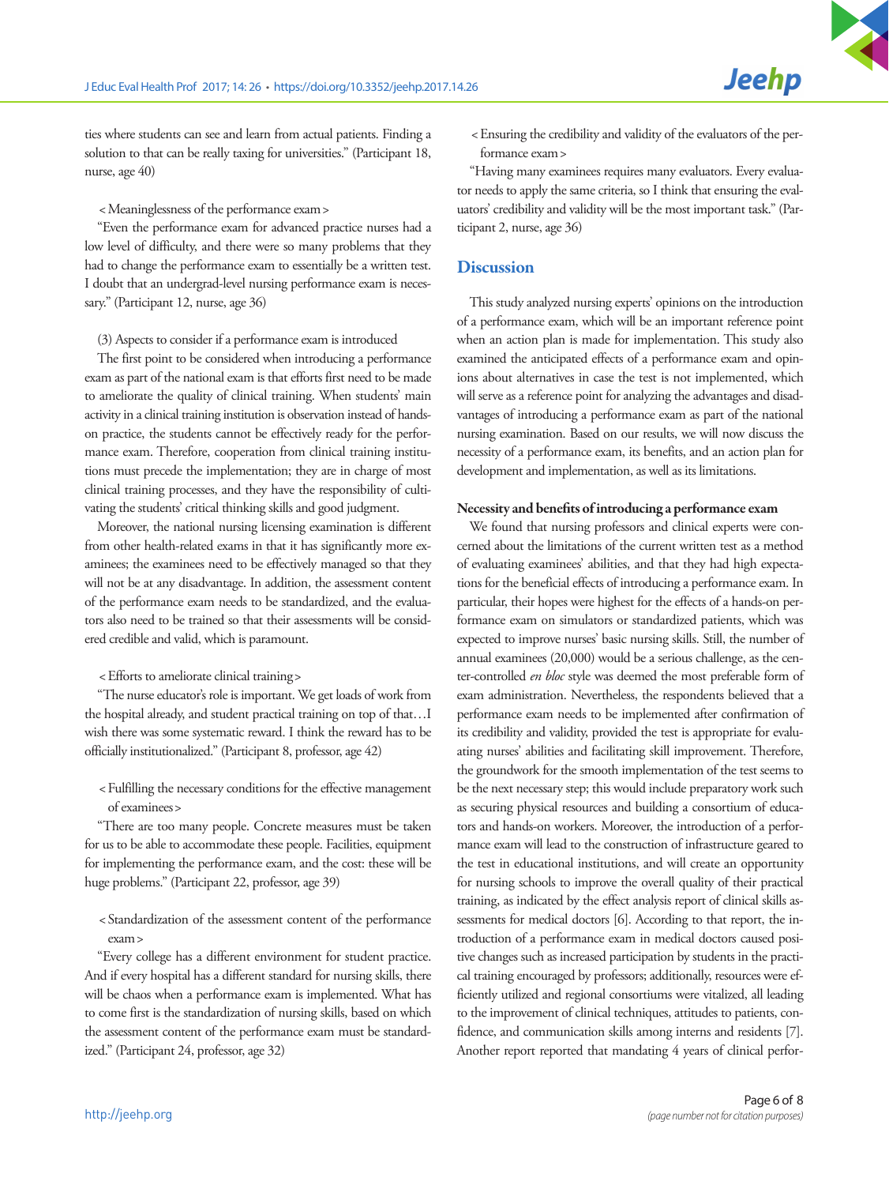ties where students can see and learn from actual patients. Finding a solution to that can be really taxing for universities." (Participant 18, nurse, age 40)

< Meaninglessness of the performance exam >

"Even the performance exam for advanced practice nurses had a low level of difficulty, and there were so many problems that they had to change the performance exam to essentially be a written test. I doubt that an undergrad-level nursing performance exam is necessary." (Participant 12, nurse, age 36)

(3) Aspects to consider if a performance exam is introduced

The first point to be considered when introducing a performance exam as part of the national exam is that efforts first need to be made to ameliorate the quality of clinical training. When students' main activity in a clinical training institution is observation instead of hands-on practice, the students cannot be effectively ready for the performance exam. Therefore, cooperation from clinical training institutions must precede the implementation; they are in charge of most clinical training processes, and they have the responsibility of cultivating the students' critical thinking skills and good judgment.

Moreover, the national nursing licensing examination is different from other health-related exams in that it has significantly more examinees; the examinees need to be effectively managed so that they will not be at any disadvantage. In addition, the assessment content of the performance exam needs to be standardized, and the evaluators also need to be trained so that their assessments will be considered credible and valid, which is paramount.

< Efforts to ameliorate clinical training >

"The nurse educator's role is important. We get loads of work from the hospital already, and student practical training on top of that…I wish there was some systematic reward. I think the reward has to be officially institutionalized." (Participant 8, professor, age 42)

< Fulfilling the necessary conditions for the effective management of examinees >

"There are too many people. Concrete measures must be taken for us to be able to accommodate these people. Facilities, equipment for implementing the performance exam, and the cost: these will be huge problems." (Participant 22, professor, age 39)

< Standardization of the assessment content of the performance exam >

"Every college has a different environment for student practice. And if every hospital has a different standard for nursing skills, there will be chaos when a performance exam is implemented. What has to come first is the standardization of nursing skills, based on which the assessment content of the performance exam must be standardized." (Participant 24, professor, age 32)

< Ensuring the credibility and validity of the evaluators of the performance exam >

"Having many examinees requires many evaluators. Every evaluator needs to apply the same criteria, so I think that ensuring the evaluators' credibility and validity will be the most important task." (Participant 2, nurse, age 36)

## Discussion

This study analyzed nursing experts' opinions on the introduction of a performance exam, which will be an important reference point when an action plan is made for implementation. This study also examined the anticipated effects of a performance exam and opinions about alternatives in case the test is not implemented, which will serve as a reference point for analyzing the advantages and disadvantages of introducing a performance exam as part of the national nursing examination. Based on our results, we will now discuss the necessity of a performance exam, its benefits, and an action plan for development and implementation, as well as its limitations.

### Necessity and benefits of introducing a performance exam

We found that nursing professors and clinical experts were concerned about the limitations of the current written test as a method of evaluating examinees' abilities, and that they had high expectations for the beneficial effects of introducing a performance exam. In particular, their hopes were highest for the effects of a hands-on performance exam on simulators or standardized patients, which was expected to improve nurses' basic nursing skills. Still, the number of annual examinees (20,000) would be a serious challenge, as the center-controlled *en bloc* style was deemed the most preferable form of exam administration. Nevertheless, the respondents believed that a performance exam needs to be implemented after confirmation of its credibility and validity, provided the test is appropriate for evaluating nurses' abilities and facilitating skill improvement. Therefore, the groundwork for the smooth implementation of the test seems to be the next necessary step; this would include preparatory work such as securing physical resources and building a consortium of educators and hands-on workers. Moreover, the introduction of a performance exam will lead to the construction of infrastructure geared to the test in educational institutions, and will create an opportunity for nursing schools to improve the overall quality of their practical training, as indicated by the effect analysis report of clinical skills assessments for medical doctors [6]. According to that report, the introduction of a performance exam in medical doctors caused positive changes such as increased participation by students in the practical training encouraged by professors; additionally, resources were efficiently utilized and regional consortiums were vitalized, all leading to the improvement of clinical techniques, attitudes to patients, confidence, and communication skills among interns and residents [7]. Another report reported that mandating 4 years of clinical perfor-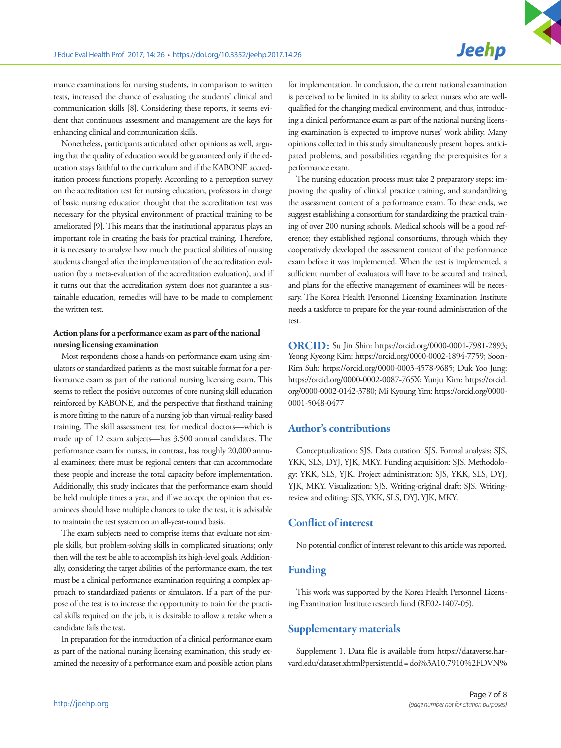mance examinations for nursing students, in comparison to written tests, increased the chance of evaluating the students' clinical and communication skills [8]. Considering these reports, it seems evident that continuous assessment and management are the keys for enhancing clinical and communication skills.

Nonetheless, participants articulated other opinions as well, arguing that the quality of education would be guaranteed only if the education stays faithful to the curriculum and if the KABONE accreditation process functions properly. According to a perception survey on the accreditation test for nursing education, professors in charge of basic nursing education thought that the accreditation test was necessary for the physical environment of practical training to be ameliorated [9]. This means that the institutional apparatus plays an important role in creating the basis for practical training. Therefore, it is necessary to analyze how much the practical abilities of nursing students changed after the implementation of the accreditation evaluation (by a meta-evaluation of the accreditation evaluation), and if it turns out that the accreditation system does not guarantee a sustainable education, remedies will have to be made to complement the written test.

### Action plans for a performance exam as part of the national nursing licensing examination

Most respondents chose a hands-on performance exam using simulators or standardized patients as the most suitable format for a performance exam as part of the national nursing licensing exam. This seems to reflect the positive outcomes of core nursing skill education reinforced by KABONE, and the perspective that firsthand training is more fitting to the nature of a nursing job than virtual-reality based training. The skill assessment test for medical doctors—which is made up of 12 exam subjects—has 3,500 annual candidates. The performance exam for nurses, in contrast, has roughly 20,000 annual examinees; there must be regional centers that can accommodate these people and increase the total capacity before implementation. Additionally, this study indicates that the performance exam should be held multiple times a year, and if we accept the opinion that examinees should have multiple chances to take the test, it is advisable to maintain the test system on an all-year-round basis.

The exam subjects need to comprise items that evaluate not simple skills, but problem-solving skills in complicated situations; only then will the test be able to accomplish its high-level goals. Additionally, considering the target abilities of the performance exam, the test must be a clinical performance examination requiring a complex approach to standardized patients or simulators. If a part of the purpose of the test is to increase the opportunity to train for the practical skills required on the job, it is desirable to allow a retake when a candidate fails the test.

In preparation for the introduction of a clinical performance exam as part of the national nursing licensing examination, this study examined the necessity of a performance exam and possible action plans for implementation. In conclusion, the current national examination is perceived to be limited in its ability to select nurses who are well-qualified for the changing medical environment, and thus, introducing a clinical performance exam as part of the national nursing licensing examination is expected to improve nurses' work ability. Many opinions collected in this study simultaneously present hopes, anticipated problems, and possibilities regarding the prerequisites for a performance exam.

The nursing education process must take 2 preparatory steps: improving the quality of clinical practice training, and standardizing the assessment content of a performance exam. To these ends, we suggest establishing a consortium for standardizing the practical training of over 200 nursing schools. Medical schools will be a good reference; they established regional consortiums, through which they cooperatively developed the assessment content of the performance exam before it was implemented. When the test is implemented, a sufficient number of evaluators will have to be secured and trained, and plans for the effective management of examinees will be necessary. The Korea Health Personnel Licensing Examination Institute needs a taskforce to prepare for the year-round administration of the test.

**ORCID:** Su Jin Shin: https://orcid.org/0000-0001-7981-2893; Yeong Kyeong Kim: https://orcid.org/0000-0002-1894-7759; Soon-Rim Suh: https://orcid.org/0000-0003-4578-9685; Duk Yoo Jung: https://orcid.org/0000-0002-0087-765X; Yunju Kim: https://orcid.org/0000-0002-0142-3780; Mi Kyoung Yim: https://orcid.org/0000-0001-5048-0477

## Author's contributions

Conceptualization: SJS. Data curation: SJS. Formal analysis: SJS, YKK, SLS, DYJ, YJK, MKY. Funding acquisition: SJS. Methodology: YKK, SLS, YJK. Project administration: SJS, YKK, SLS, DYJ, YJK, MKY. Visualization: SJS. Writing-original draft: SJS. Writing-review and editing: SJS, YKK, SLS, DYJ, YJK, MKY.

## Conflict of interest

No potential conflict of interest relevant to this article was reported.

## Funding

This work was supported by the Korea Health Personnel Licensing Examination Institute research fund (RE02-1407-05).

## Supplementary materials

Supplement 1. Data file is available from https://dataverse.harvard.edu/dataset.xhtml?persistentId=doi%3A10.7910%2FDVN%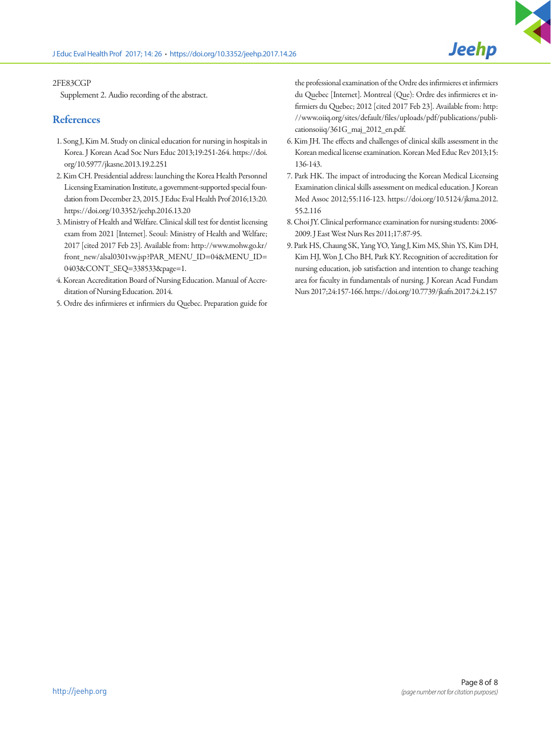2FE83CGP

Supplement 2. Audio recording of the abstract.

## References

1. Song J, Kim M. Study on clinical education for nursing in hospitals in Korea. J Korean Acad Soc Nurs Educ 2013;19:251-264. https://doi.org/10.5977/jkasne.2013.19.2.251
2. Kim CH. Presidential address: launching the Korea Health Personnel Licensing Examination Institute, a government-supported special foundation from December 23, 2015. J Educ Eval Health Prof 2016;13:20. https://doi.org/10.3352/jeehp.2016.13.20
3. Ministry of Health and Welfare. Clinical skill test for dentist licensing exam from 2021 [Internet]. Seoul: Ministry of Health and Welfare; 2017 [cited 2017 Feb 23]. Available from: http://www.mohw.go.kr/front_new/alsal0301vw.jsp?PAR_MENU_ID=04&MENU_ID=0403&CONT_SEQ=338533&page=1.
4. Korean Accreditation Board of Nursing Education. Manual of Accreditation of Nursing Education. 2014.
5. Ordre des infirmieres et infirmiers du Quebec. Preparation guide for the professional examination of the Ordre des infirmieres et infirmiers du Quebec [Internet]. Montreal (Que): Ordre des infirmieres et infirmiers du Quebec; 2012 [cited 2017 Feb 23]. Available from: http://www.oiiq.org/sites/default/files/uploads/pdf/publications/publicationsoiiq/361G_maj_2012_en.pdf.
6. Kim JH. The effects and challenges of clinical skills assessment in the Korean medical license examination. Korean Med Educ Rev 2013;15:136-143.
7. Park HK. The impact of introducing the Korean Medical Licensing Examination clinical skills assessment on medical education. J Korean Med Assoc 2012;55:116-123. https://doi.org/10.5124/jkma.2012.55.2.116
8. Choi JY. Clinical performance examination for nursing students: 2006-2009. J East West Nurs Res 2011;17:87-95.
9. Park HS, Chaung SK, Yang YO, Yang J, Kim MS, Shin YS, Kim DH, Kim HJ, Won J, Cho BH, Park KY. Recognition of accreditation for nursing education, job satisfaction and intention to change teaching area for faculty in fundamentals of nursing. J Korean Acad Fundam Nurs 2017;24:157-166. https://doi.org/10.7739/jkafn.2017.24.2.157